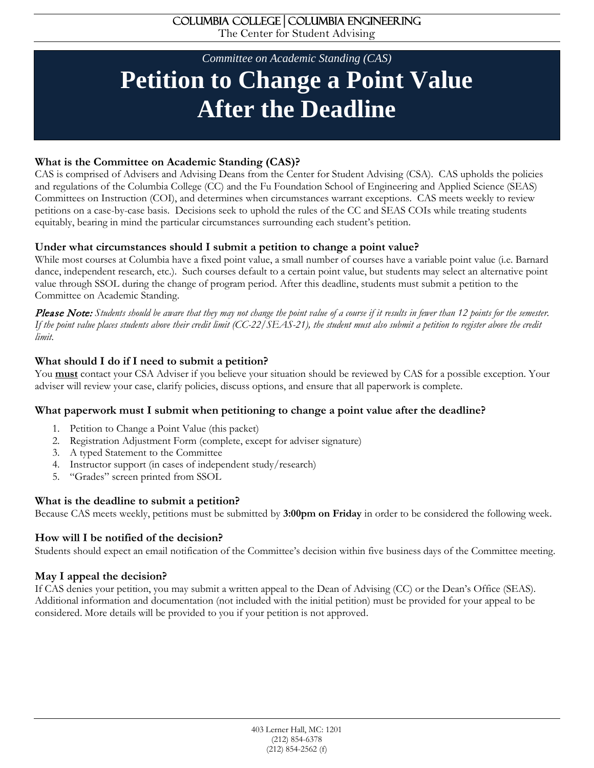COLUMBIA COLLEGE | COLUMBIA ENGINEERING

The Center for Student Advising

*Committee on Academic Standing (CAS)*

# Petition to Change a Point Value After the Deadline

### What is the Committee on Academic Standing (CAS)?

CAS is comprised of Advisers and Advising Deans from the Center for Student Advising (CSA). CAS upholds the policies and regulations of the Columbia College (CC) and the Fu Foundation School of Engineering and Applied Science (SEAS) Committees on Instruction (COI), and determines when circumstances warrant exceptions. CAS meets weekly to review petitions on a case-by-case basis. Decisions seek to uphold the rules of the CC and SEAS COIs while treating students equitably, bearing in mind the particular circumstances surrounding each student's petition.

### Under what circumstances should I submit a petition to change a point value?

While most courses at Columbia have a fixed point value, a small number of courses have a variable point value (i.e. Barnard dance, independent research, etc.). Such courses default to a certain point value, but students may select an alternative point value through SSOL during the change of program period. After this deadline, students must submit a petition to the Committee on Academic Standing.

***Please Note:*** *Students should be aware that they may not change the point value of a course if it results in fewer than 12 points for the semester. If the point value places students above their credit limit (CC-22/SEAS-21), the student must also submit a petition to register above the credit limit.*

### What should I do if I need to submit a petition?

You **must** contact your CSA Adviser if you believe your situation should be reviewed by CAS for a possible exception. Your adviser will review your case, clarify policies, discuss options, and ensure that all paperwork is complete.

### What paperwork must I submit when petitioning to change a point value after the deadline?

1. Petition to Change a Point Value (this packet)
2. Registration Adjustment Form (complete, except for adviser signature)
3. A typed Statement to the Committee
4. Instructor support (in cases of independent study/research)
5. "Grades" screen printed from SSOL

### What is the deadline to submit a petition?

Because CAS meets weekly, petitions must be submitted by **3:00pm on Friday** in order to be considered the following week.

### How will I be notified of the decision?

Students should expect an email notification of the Committee's decision within five business days of the Committee meeting.

### May I appeal the decision?

If CAS denies your petition, you may submit a written appeal to the Dean of Advising (CC) or the Dean's Office (SEAS). Additional information and documentation (not included with the initial petition) must be provided for your appeal to be considered. More details will be provided to you if your petition is not approved.

403 Lerner Hall, MC: 1201
(212) 854-6378
(212) 854-2562 (f)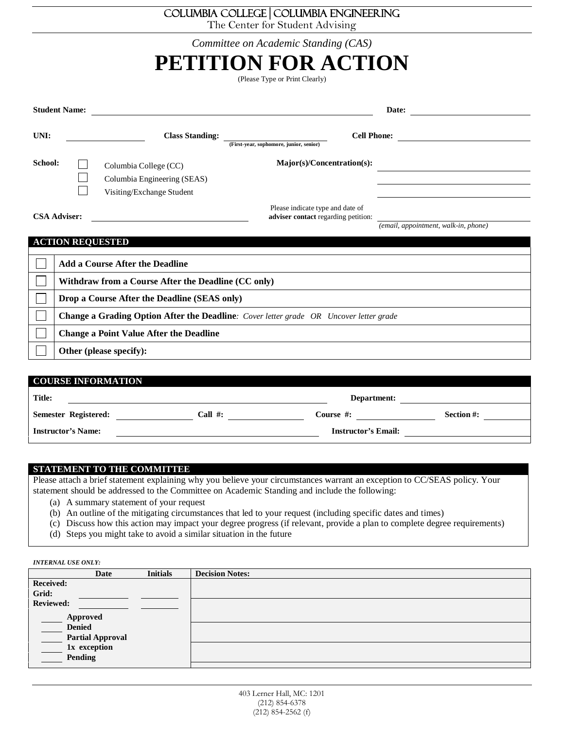COLUMBIA COLLEGE | COLUMBIA ENGINEERING

The Center for Student Advising

*Committee on Academic Standing (CAS)*

# PETITION FOR ACTION

(Please Type or Print Clearly)

**Student Name:** ______________________________ **Date:** ______________

**UNI:** ______________ **Class Standing:** ______________ **Cell Phone:** ______________
(First-year, sophomore, junior, senior)

**School:**
- ☐ Columbia College (CC)
- ☐ Columbia Engineering (SEAS)
- ☐ Visiting/Exchange Student

**Major(s)/Concentration(s):** ______________________________

**CSA Adviser:** ______________________________

Please indicate type and date of **adviser contact** regarding petition: ______________________________
*(email, appointment, walk-in, phone)*

## ACTION REQUESTED

| | |
|---|---|
| ☐ | **Add a Course After the Deadline** |
| ☐ | **Withdraw from a Course After the Deadline (CC only)** |
| ☐ | **Drop a Course After the Deadline (SEAS only)** |
| ☐ | **Change a Grading Option After the Deadline**: *Cover letter grade OR Uncover letter grade* |
| ☐ | **Change a Point Value After the Deadline** |
| ☐ | **Other (please specify):** |

## COURSE INFORMATION

**Title:** ______________________________ **Department:** ______________

**Semester Registered:** ______________ **Call #:** ______________ **Course #:** ______________ **Section #:** ______________

**Instructor's Name:** ______________________________ **Instructor's Email:** ______________________________

## STATEMENT TO THE COMMITTEE

Please attach a brief statement explaining why you believe your circumstances warrant an exception to CC/SEAS policy. Your statement should be addressed to the Committee on Academic Standing and include the following:

(a) A summary statement of your request
(b) An outline of the mitigating circumstances that led to your request (including specific dates and times)
(c) Discuss how this action may impact your degree progress (if relevant, provide a plan to complete degree requirements)
(d) Steps you might take to avoid a similar situation in the future

***INTERNAL USE ONLY:***

| | Date | Initials | Decision Notes: |
|---|---|---|---|
| **Received:** | | | |
| **Grid:** | ______ | ______ | |
| **Reviewed:** | ______ | ______ | |
| ____ **Approved** | | | |
| ____ **Denied** | | | |
| ____ **Partial Approval** | | | |
| ____ **1x exception** | | | |
| ____ **Pending** | | | |

403 Lerner Hall, MC: 1201
(212) 854-6378
(212) 854-2562 (f)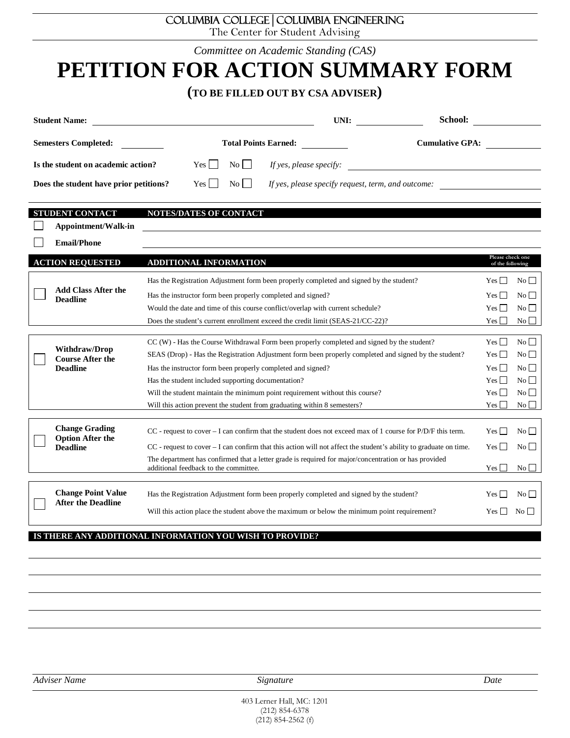COLUMBIA COLLEGE | COLUMBIA ENGINEERING

The Center for Student Advising

*Committee on Academic Standing (CAS)*

# PETITION FOR ACTION SUMMARY FORM

### (TO BE FILLED OUT BY CSA ADVISER)

**Student Name:** ____________________ **UNI:** ____________ **School:** ____________

**Semesters Completed:** ________ **Total Points Earned:** ________ **Cumulative GPA:** ________

**Is the student on academic action?** Yes ☐ No ☐ *If yes, please specify:* ____________________

**Does the student have prior petitions?** Yes ☐ No ☐ *If yes, please specify request, term, and outcome:* ____________________

| STUDENT CONTACT | NOTES/DATES OF CONTACT |
|---|---|
| ☐ **Appointment/Walk-in** | |
| ☐ **Email/Phone** | |

| ACTION REQUESTED | ADDITIONAL INFORMATION | Please check one of the following | |
|---|---|---|---|
| ☐ **Add Class After the Deadline** | Has the Registration Adjustment form been properly completed and signed by the student? | Yes ☐ | No ☐ |
| | Has the instructor form been properly completed and signed? | Yes ☐ | No ☐ |
| | Would the date and time of this course conflict/overlap with current schedule? | Yes ☐ | No ☐ |
| | Does the student's current enrollment exceed the credit limit (SEAS-21/CC-22)? | Yes ☐ | No ☐ |
| ☐ **Withdraw/Drop Course After the Deadline** | CC (W) - Has the Course Withdrawal Form been properly completed and signed by the student? | Yes ☐ | No ☐ |
| | SEAS (Drop) - Has the Registration Adjustment form been properly completed and signed by the student? | Yes ☐ | No ☐ |
| | Has the instructor form been properly completed and signed? | Yes ☐ | No ☐ |
| | Has the student included supporting documentation? | Yes ☐ | No ☐ |
| | Will the student maintain the minimum point requirement without this course? | Yes ☐ | No ☐ |
| | Will this action prevent the student from graduating within 8 semesters? | Yes ☐ | No ☐ |
| ☐ **Change Grading Option After the Deadline** | CC - request to cover – I can confirm that the student does not exceed max of 1 course for P/D/F this term. | Yes ☐ | No ☐ |
| | CC - request to cover – I can confirm that this action will not affect the student's ability to graduate on time. | Yes ☐ | No ☐ |
| | The department has confirmed that a letter grade is required for major/concentration or has provided additional feedback to the committee. | Yes ☐ | No ☐ |
| ☐ **Change Point Value After the Deadline** | Has the Registration Adjustment form been properly completed and signed by the student? | Yes ☐ | No ☐ |
| | Will this action place the student above the maximum or below the minimum point requirement? | Yes ☐ | No ☐ |

**IS THERE ANY ADDITIONAL INFORMATION YOU WISH TO PROVIDE?**

______________________________________________________________________

______________________________________________________________________

______________________________________________________________________

______________________________________________________________________

______________________________________________________________________

*Adviser Name* *Signature* *Date*

403 Lerner Hall, MC: 1201
(212) 854-6378
(212) 854-2562 (f)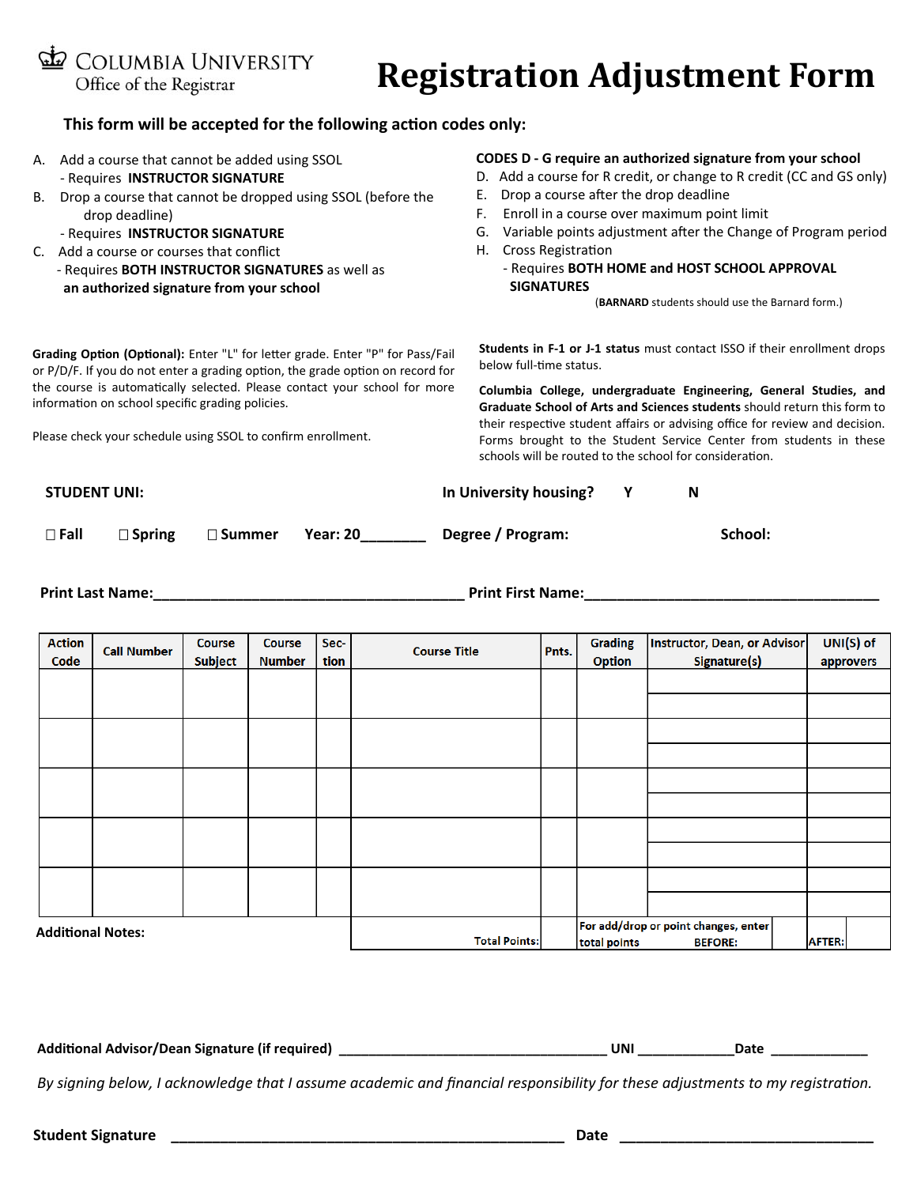Columbia University
Office of the Registrar

# Registration Adjustment Form

### This form will be accepted for the following action codes only:

A. Add a course that cannot be added using SSOL
- Requires **INSTRUCTOR SIGNATURE**

B. Drop a course that cannot be dropped using SSOL (before the drop deadline)
- Requires **INSTRUCTOR SIGNATURE**

C. Add a course or courses that conflict
- Requires **BOTH INSTRUCTOR SIGNATURES** as well as **an authorized signature from your school**

**CODES D - G require an authorized signature from your school**

D. Add a course for R credit, or change to R credit (CC and GS only)

E. Drop a course after the drop deadline

F. Enroll in a course over maximum point limit

G. Variable points adjustment after the Change of Program period

H. Cross Registration
- Requires **BOTH HOME and HOST SCHOOL APPROVAL SIGNATURES**

(**BARNARD** students should use the Barnard form.)

**Grading Option (Optional):** Enter "L" for letter grade. Enter "P" for Pass/Fail or P/D/F. If you do not enter a grading option, the grade option on record for the course is automatically selected. Please contact your school for more information on school specific grading policies.

Please check your schedule using SSOL to confirm enrollment.

**Students in F-1 or J-1 status** must contact ISSO if their enrollment drops below full-time status.

**Columbia College, undergraduate Engineering, General Studies, and Graduate School of Arts and Sciences students** should return this form to their respective student affairs or advising office for review and decision. Forms brought to the Student Service Center from students in these schools will be routed to the school for consideration.

**STUDENT UNI:**

**In University housing?** Y N

☐ **Fall** ☐ **Spring** ☐ **Summer** **Year: 20________**

**Degree / Program:** **School:**

**Print Last Name:_______________________________________ Print First Name:_____________________________________**

| Action Code | Call Number | Course Subject | Course Number | Section | Course Title | Pnts. | Grading Option | Instructor, Dean, or Advisor Signature(s) | UNI(S) of approvers |
|---|---|---|---|---|---|---|---|---|---|
| | | | | | | | | | |
| | | | | | | | | | |
| | | | | | | | | | |
| | | | | | | | | | |
| | | | | | | | | | |
| | | | | | | | | | |
| | | | | | | | | | |
| | | | | | | | | | |
| | | | | | | | | | |
| | | | | | | | | | |
| | | | | | Total Points: | | For add/drop or point changes, enter total points BEFORE: | | AFTER: |

**Additional Notes:**

**Additional Advisor/Dean Signature (if required)** ___________________________________ **UNI** ____________ **Date** ____________

*By signing below, I acknowledge that I assume academic and financial responsibility for these adjustments to my registration.*

**Student Signature** __________________________________________________ **Date** ________________________________